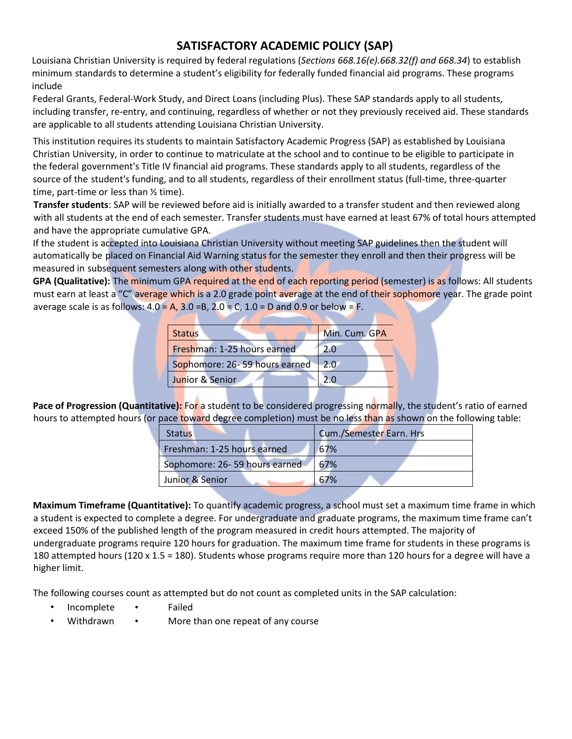# SATISFACTORY ACADEMIC POLICY (SAP)

Louisiana Christian University is required by federal regulations (*Sections 668.16(e).668.32(f) and 668.34*) to establish minimum standards to determine a student's eligibility for federally funded financial aid programs. These programs include

Federal Grants, Federal-Work Study, and Direct Loans (including Plus). These SAP standards apply to all students, including transfer, re-entry, and continuing, regardless of whether or not they previously received aid. These standards are applicable to all students attending Louisiana Christian University.

This institution requires its students to maintain Satisfactory Academic Progress (SAP) as established by Louisiana Christian University, in order to continue to matriculate at the school and to continue to be eligible to participate in the federal government's Title IV financial aid programs. These standards apply to all students, regardless of the source of the student's funding, and to all students, regardless of their enrollment status (full-time, three-quarter time, part-time or less than ½ time).

**Transfer students**: SAP will be reviewed before aid is initially awarded to a transfer student and then reviewed along with all students at the end of each semester. Transfer students must have earned at least 67% of total hours attempted and have the appropriate cumulative GPA.

If the student is accepted into Louisiana Christian University without meeting SAP guidelines then the student will automatically be placed on Financial Aid Warning status for the semester they enroll and then their progress will be measured in subsequent semesters along with other students.

**GPA (Qualitative):** The minimum GPA required at the end of each reporting period (semester) is as follows: All students must earn at least a "C" average which is a 2.0 grade point average at the end of their sophomore year. The grade point average scale is as follows: 4.0 = A, 3.0 =B, 2.0 = C, 1.0 = D and 0.9 or below = F.

| Status | Min. Cum. GPA |
|---|---|
| Freshman: 1-25 hours earned | 2.0 |
| Sophomore: 26- 59 hours earned | 2.0 |
| Junior & Senior | 2.0 |

**Pace of Progression (Quantitative):** For a student to be considered progressing normally, the student's ratio of earned hours to attempted hours (or pace toward degree completion) must be no less than as shown on the following table:

| Status | Cum./Semester Earn. Hrs |
|---|---|
| Freshman: 1-25 hours earned | 67% |
| Sophomore: 26- 59 hours earned | 67% |
| Junior & Senior | 67% |

**Maximum Timeframe (Quantitative):** To quantify academic progress, a school must set a maximum time frame in which a student is expected to complete a degree. For undergraduate and graduate programs, the maximum time frame can't exceed 150% of the published length of the program measured in credit hours attempted. The majority of undergraduate programs require 120 hours for graduation. The maximum time frame for students in these programs is 180 attempted hours (120 x 1.5 = 180). Students whose programs require more than 120 hours for a degree will have a higher limit.

The following courses count as attempted but do not count as completed units in the SAP calculation:

- Incomplete
- Withdrawn
- Failed
- More than one repeat of any course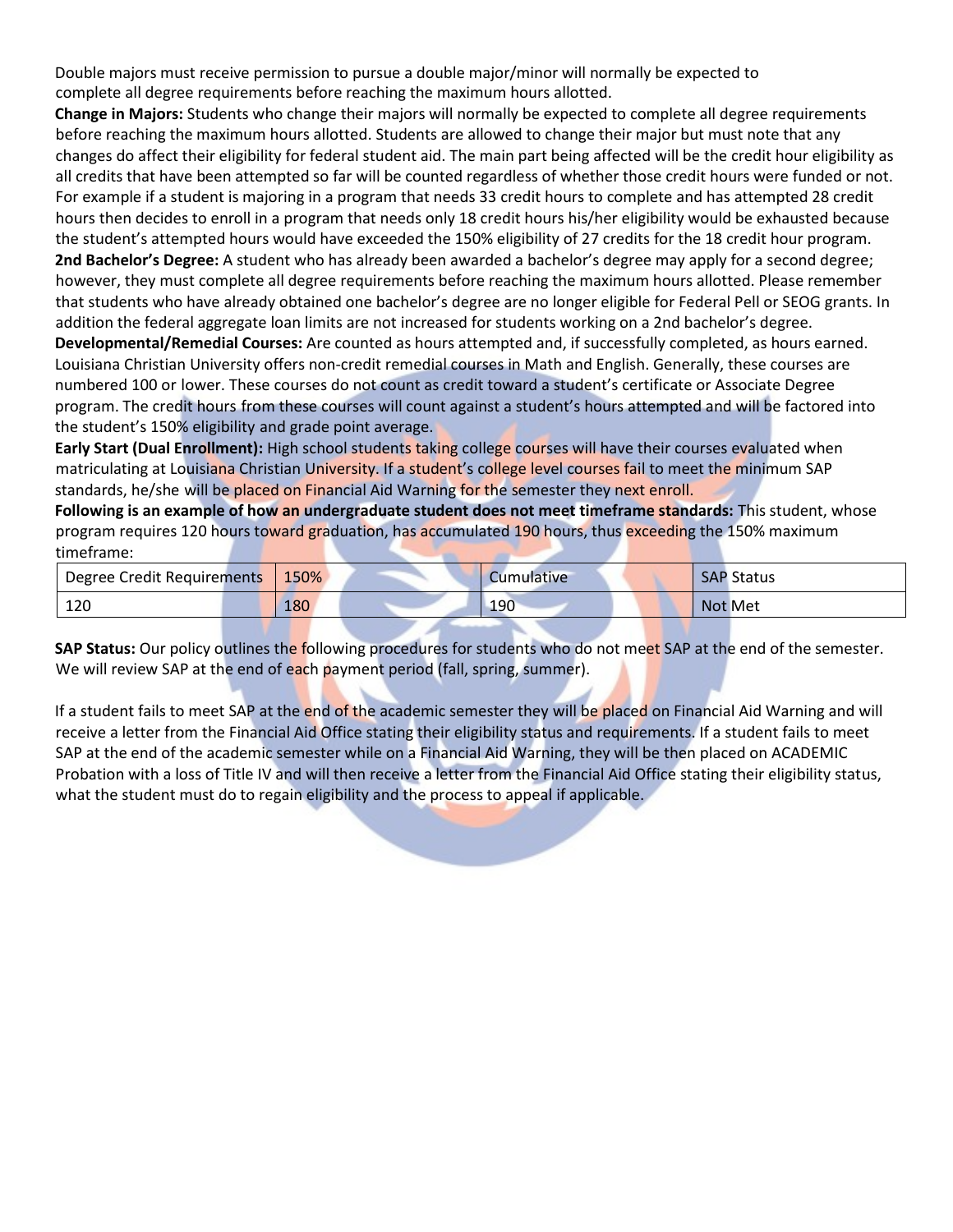Double majors must receive permission to pursue a double major/minor will normally be expected to complete all degree requirements before reaching the maximum hours allotted.

**Change in Majors:** Students who change their majors will normally be expected to complete all degree requirements before reaching the maximum hours allotted. Students are allowed to change their major but must note that any changes do affect their eligibility for federal student aid. The main part being affected will be the credit hour eligibility as all credits that have been attempted so far will be counted regardless of whether those credit hours were funded or not. For example if a student is majoring in a program that needs 33 credit hours to complete and has attempted 28 credit hours then decides to enroll in a program that needs only 18 credit hours his/her eligibility would be exhausted because the student's attempted hours would have exceeded the 150% eligibility of 27 credits for the 18 credit hour program.

**2nd Bachelor's Degree:** A student who has already been awarded a bachelor's degree may apply for a second degree; however, they must complete all degree requirements before reaching the maximum hours allotted. Please remember that students who have already obtained one bachelor's degree are no longer eligible for Federal Pell or SEOG grants. In addition the federal aggregate loan limits are not increased for students working on a 2nd bachelor's degree.

**Developmental/Remedial Courses:** Are counted as hours attempted and, if successfully completed, as hours earned. Louisiana Christian University offers non-credit remedial courses in Math and English. Generally, these courses are numbered 100 or lower. These courses do not count as credit toward a student's certificate or Associate Degree program. The credit hours from these courses will count against a student's hours attempted and will be factored into the student's 150% eligibility and grade point average.

**Early Start (Dual Enrollment):** High school students taking college courses will have their courses evaluated when matriculating at Louisiana Christian University. If a student's college level courses fail to meet the minimum SAP standards, he/she will be placed on Financial Aid Warning for the semester they next enroll.

**Following is an example of how an undergraduate student does not meet timeframe standards:** This student, whose program requires 120 hours toward graduation, has accumulated 190 hours, thus exceeding the 150% maximum timeframe:

| Degree Credit Requirements | 150% | Cumulative | SAP Status |
|---|---|---|---|
| 120 | 180 | 190 | Not Met |

**SAP Status:** Our policy outlines the following procedures for students who do not meet SAP at the end of the semester. We will review SAP at the end of each payment period (fall, spring, summer).

If a student fails to meet SAP at the end of the academic semester they will be placed on Financial Aid Warning and will receive a letter from the Financial Aid Office stating their eligibility status and requirements. If a student fails to meet SAP at the end of the academic semester while on a Financial Aid Warning, they will be then placed on ACADEMIC Probation with a loss of Title IV and will then receive a letter from the Financial Aid Office stating their eligibility status, what the student must do to regain eligibility and the process to appeal if applicable.